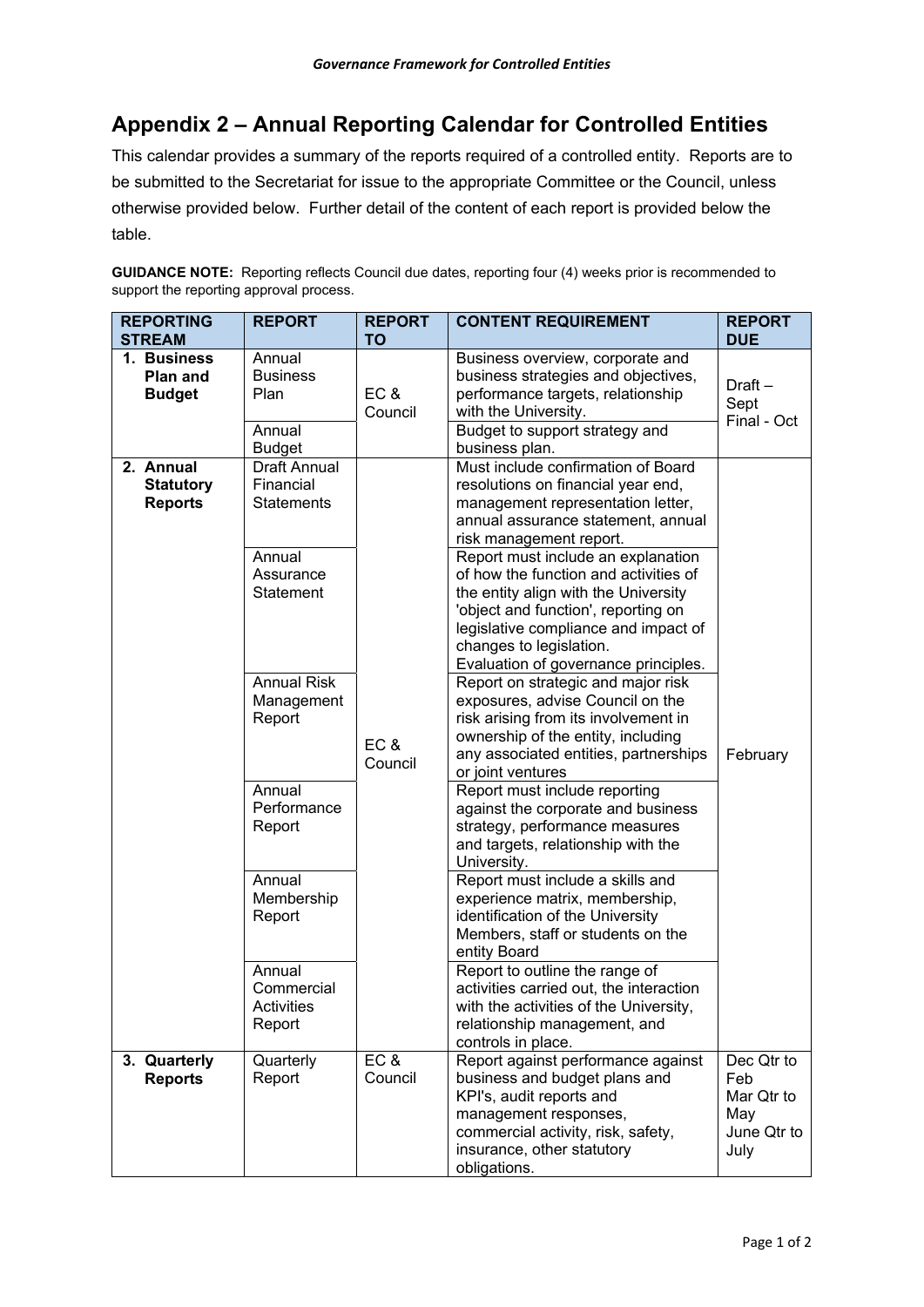## Appendix 2 – Annual Reporting Calendar for Controlled Entities

This calendar provides a summary of the reports required of a controlled entity. Reports are to be submitted to the Secretariat for issue to the appropriate Committee or the Council, unless otherwise provided below. Further detail of the content of each report is provided below the table.

**GUIDANCE NOTE:** Reporting reflects Council due dates, reporting four (4) weeks prior is recommended to support the reporting approval process.

| REPORTING STREAM | REPORT | REPORT TO | CONTENT REQUIREMENT | REPORT DUE |
|---|---|---|---|---|
| **1. Business Plan and Budget** | Annual Business Plan | EC & Council | Business overview, corporate and business strategies and objectives, performance targets, relationship with the University. | Draft – Sept Final - Oct |
| | Annual Budget | | Budget to support strategy and business plan. | |
| **2. Annual Statutory Reports** | Draft Annual Financial Statements | EC & Council | Must include confirmation of Board resolutions on financial year end, management representation letter, annual assurance statement, annual risk management report. | February |
| | Annual Assurance Statement | | Report must include an explanation of how the function and activities of the entity align with the University 'object and function', reporting on legislative compliance and impact of changes to legislation. Evaluation of governance principles. | |
| | Annual Risk Management Report | | Report on strategic and major risk exposures, advise Council on the risk arising from its involvement in ownership of the entity, including any associated entities, partnerships or joint ventures | |
| | Annual Performance Report | | Report must include reporting against the corporate and business strategy, performance measures and targets, relationship with the University. | |
| | Annual Membership Report | | Report must include a skills and experience matrix, membership, identification of the University Members, staff or students on the entity Board | |
| | Annual Commercial Activities Report | | Report to outline the range of activities carried out, the interaction with the activities of the University, relationship management, and controls in place. | |
| **3. Quarterly Reports** | Quarterly Report | EC & Council | Report against performance against business and budget plans and KPI's, audit reports and management responses, commercial activity, risk, safety, insurance, other statutory obligations. | Dec Qtr to Feb<br>Mar Qtr to May<br>June Qtr to July |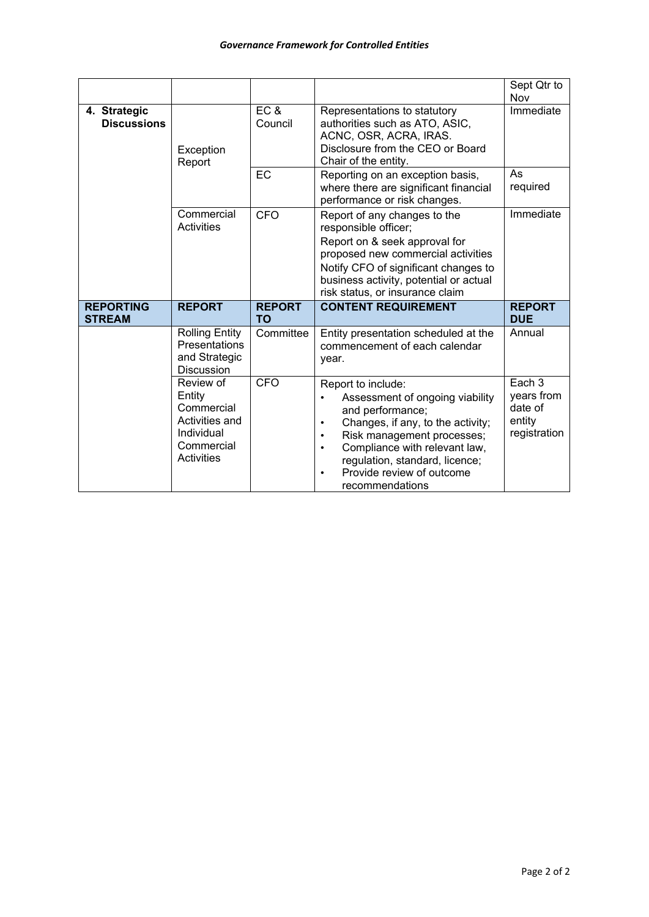| | | | | |
|---|---|---|---|---|
| | | | | Sept Qtr to Nov |
| **4. Strategic Discussions** | Exception Report | EC & Council | Representations to statutory authorities such as ATO, ASIC, ACNC, OSR, ACRA, IRAS. Disclosure from the CEO or Board Chair of the entity. | Immediate |
| | | EC | Reporting on an exception basis, where there are significant financial performance or risk changes. | As required |
| | Commercial Activities | CFO | Report of any changes to the responsible officer;<br>Report on & seek approval for proposed new commercial activities<br>Notify CFO of significant changes to business activity, potential or actual risk status, or insurance claim | Immediate |
| **REPORTING STREAM** | **REPORT** | **REPORT TO** | **CONTENT REQUIREMENT** | **REPORT DUE** |
| | Rolling Entity Presentations and Strategic Discussion | Committee | Entity presentation scheduled at the commencement of each calendar year. | Annual |
| | Review of Entity Commercial Activities and Individual Commercial Activities | CFO | Report to include:<br>• Assessment of ongoing viability and performance;<br>• Changes, if any, to the activity;<br>• Risk management processes;<br>• Compliance with relevant law, regulation, standard, licence;<br>• Provide review of outcome recommendations | Each 3 years from date of entity registration |